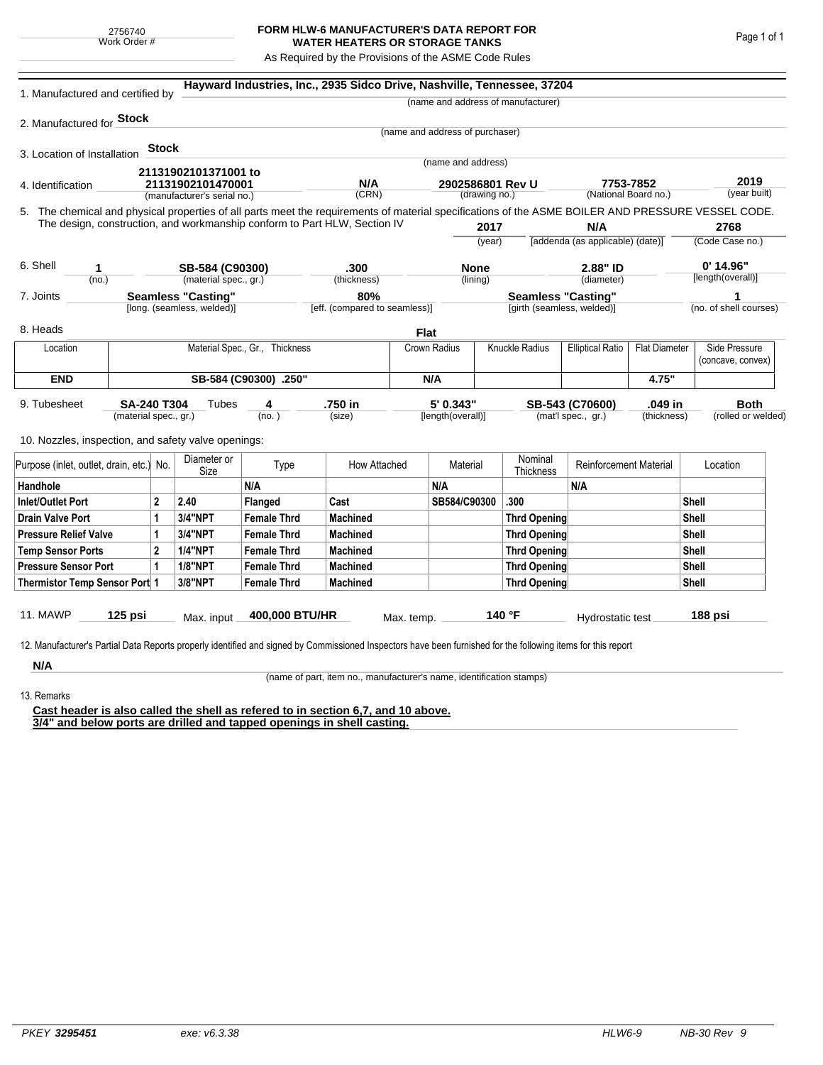2756740
Work Order #

# FORM HLW-6 MANUFACTURER'S DATA REPORT FOR WATER HEATERS OR STORAGE TANKS

As Required by the Provisions of the ASME Code Rules

1. Manufactured and certified by **Hayward Industries, Inc., 2935 Sidco Drive, Nashville, Tennessee, 37204**
(name and address of manufacturer)

2. Manufactured for **Stock**
(name and address of purchaser)

3. Location of Installation **Stock**
(name and address)

4. Identification **21131902101371001 to 21131902101470001** (manufacturer's serial no.) **N/A** (CRN) **2902586801 Rev U** (drawing no.) **7753-7852** (National Board no.) **2019** (year built)

5. The chemical and physical properties of all parts meet the requirements of material specifications of the ASME BOILER AND PRESSURE VESSEL CODE. The design, construction, and workmanship conform to Part HLW, Section IV **2017** (year) **N/A** [addenda (as applicable) (date)] **2768** (Code Case no.)

6. Shell **1** (no.) **SB-584 (C90300)** (material spec., gr.) **.300** (thickness) **None** (lining) **2.88" ID** (diameter) **0' 14.96"** [length(overall)]

7. Joints **Seamless "Casting"** [long. (seamless, welded)] **80%** [eff. (compared to seamless)] **Seamless "Casting"** [girth (seamless, welded)] **1** (no. of shell courses)

8. Heads **Flat**

| Location | Material Spec., Gr., Thickness | Crown Radius | Knuckle Radius | Elliptical Ratio | Flat Diameter | Side Pressure (concave, convex) |
|---|---|---|---|---|---|---|
| **END** | **SB-584 (C90300) .250"** | **N/A** | | | **4.75"** | |

9. Tubesheet **SA-240 T304** (material spec., gr.) Tubes **4** (no.) **.750 in** (size) **5' 0.343"** [length(overall)] **SB-543 (C70600)** (mat'l spec., gr.) **.049 in** (thickness) **Both** (rolled or welded)

10. Nozzles, inspection, and safety valve openings:

| Purpose (inlet, outlet, drain, etc.) | No. | Diameter or Size | Type | How Attached | Material | Nominal Thickness | Reinforcement Material | Location |
|---|---|---|---|---|---|---|---|---|
| **Handhole** | | | **N/A** | | **N/A** | | **N/A** | |
| **Inlet/Outlet Port** | **2** | **2.40** | **Flanged** | **Cast** | **SB584/C90300** | **.300** | | **Shell** |
| **Drain Valve Port** | **1** | **3/4"NPT** | **Female Thrd** | **Machined** | | **Thrd Opening** | | **Shell** |
| **Pressure Relief Valve** | **1** | **3/4"NPT** | **Female Thrd** | **Machined** | | **Thrd Opening** | | **Shell** |
| **Temp Sensor Ports** | **2** | **1/4"NPT** | **Female Thrd** | **Machined** | | **Thrd Opening** | | **Shell** |
| **Pressure Sensor Port** | **1** | **1/8"NPT** | **Female Thrd** | **Machined** | | **Thrd Opening** | | **Shell** |
| **Thermistor Temp Sensor Port** | **1** | **3/8"NPT** | **Female Thrd** | **Machined** | | **Thrd Opening** | | **Shell** |

11. MAWP **125 psi** Max. input **400,000 BTU/HR** Max. temp. **140 °F** Hydrostatic test **188 psi**

12. Manufacturer's Partial Data Reports properly identified and signed by Commissioned Inspectors have been furnished for the following items for this report

**N/A**
(name of part, item no., manufacturer's name, identification stamps)

13. Remarks

**Cast header is also called the shell as refered to in section 6,7, and 10 above.**
**3/4" and below ports are drilled and tapped openings in shell casting.**

PKEY **3295451** exe: v6.3.38 HLW6-9 NB-30 Rev 9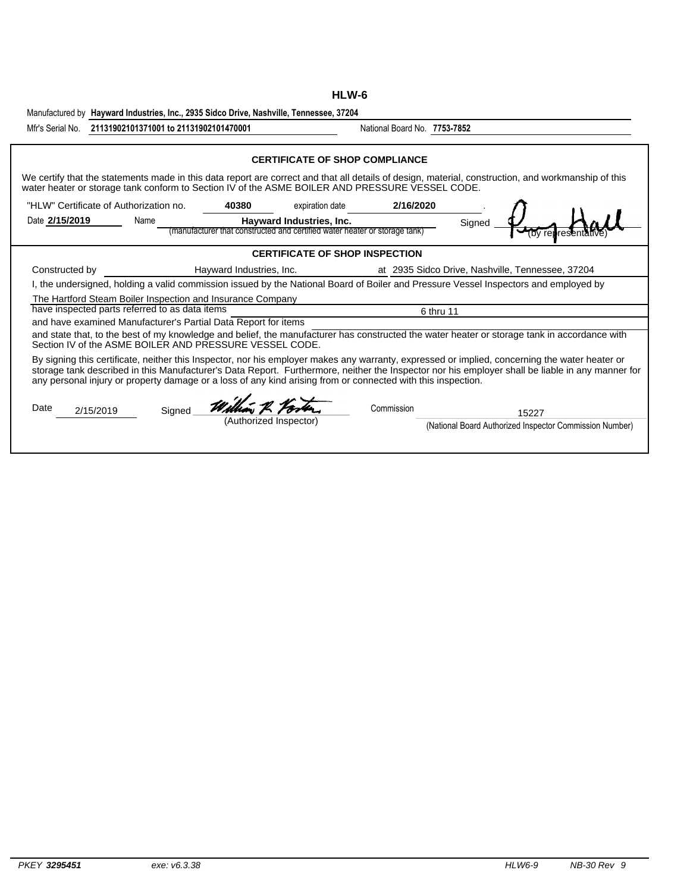# HLW-6

Manufactured by **Hayward Industries, Inc., 2935 Sidco Drive, Nashville, Tennessee, 37204**

Mfr's Serial No. **21131902101371001 to 21131902101470001** National Board No. **7753-7852**

## CERTIFICATE OF SHOP COMPLIANCE

We certify that the statements made in this data report are correct and that all details of design, material, construction, and workmanship of this water heater or storage tank conform to Section IV of the ASME BOILER AND PRESSURE VESSEL CODE.

"HLW" Certificate of Authorization no. **40380** expiration date **2/16/2020**

Date **2/15/2019** Name **Hayward Industries, Inc.** (manufacturer that constructed and certified water heater or storage tank) Signed (by representative)

## CERTIFICATE OF SHOP INSPECTION

Constructed by Hayward Industries, Inc. at 2935 Sidco Drive, Nashville, Tennessee, 37204

I, the undersigned, holding a valid commission issued by the National Board of Boiler and Pressure Vessel Inspectors and employed by The Hartford Steam Boiler Inspection and Insurance Company

have inspected parts referred to as data items 6 thru 11

and have examined Manufacturer's Partial Data Report for items

and state that, to the best of my knowledge and belief, the manufacturer has constructed the water heater or storage tank in accordance with Section IV of the ASME BOILER AND PRESSURE VESSEL CODE.

By signing this certificate, neither this Inspector, nor his employer makes any warranty, expressed or implied, concerning the water heater or storage tank described in this Manufacturer's Data Report. Furthermore, neither the Inspector nor his employer shall be liable in any manner for any personal injury or property damage or a loss of any kind arising from or connected with this inspection.

Date 2/15/2019 Signed (Authorized Inspector) Commission 15227 (National Board Authorized Inspector Commission Number)